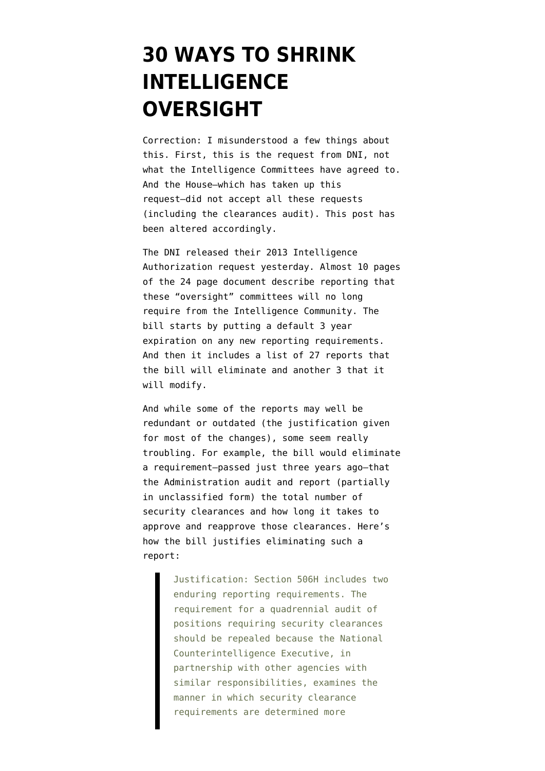# 30 WAYS TO SHRINK INTELLIGENCE OVERSIGHT

Correction: I misunderstood a few things about this. First, this is the request from DNI, not what the Intelligence Committees have agreed to. And the House—which has taken up this request—did not accept all these requests (including the clearances audit). This post has been altered accordingly.

The DNI released their 2013 Intelligence Authorization request yesterday. Almost 10 pages of the 24 page document describe reporting that these "oversight" committees will no long require from the Intelligence Community. The bill starts by putting a default 3 year expiration on any new reporting requirements. And then it includes a list of 27 reports that the bill will eliminate and another 3 that it will modify.

And while some of the reports may well be redundant or outdated (the justification given for most of the changes), some seem really troubling. For example, the bill would eliminate a requirement—passed just three years ago—that the Administration audit and report (partially in unclassified form) the total number of security clearances and how long it takes to approve and reapprove those clearances. Here's how the bill justifies eliminating such a report:

> Justification: Section 506H includes two enduring reporting requirements. The requirement for a quadrennial audit of positions requiring security clearances should be repealed because the National Counterintelligence Executive, in partnership with other agencies with similar responsibilities, examines the manner in which security clearance requirements are determined more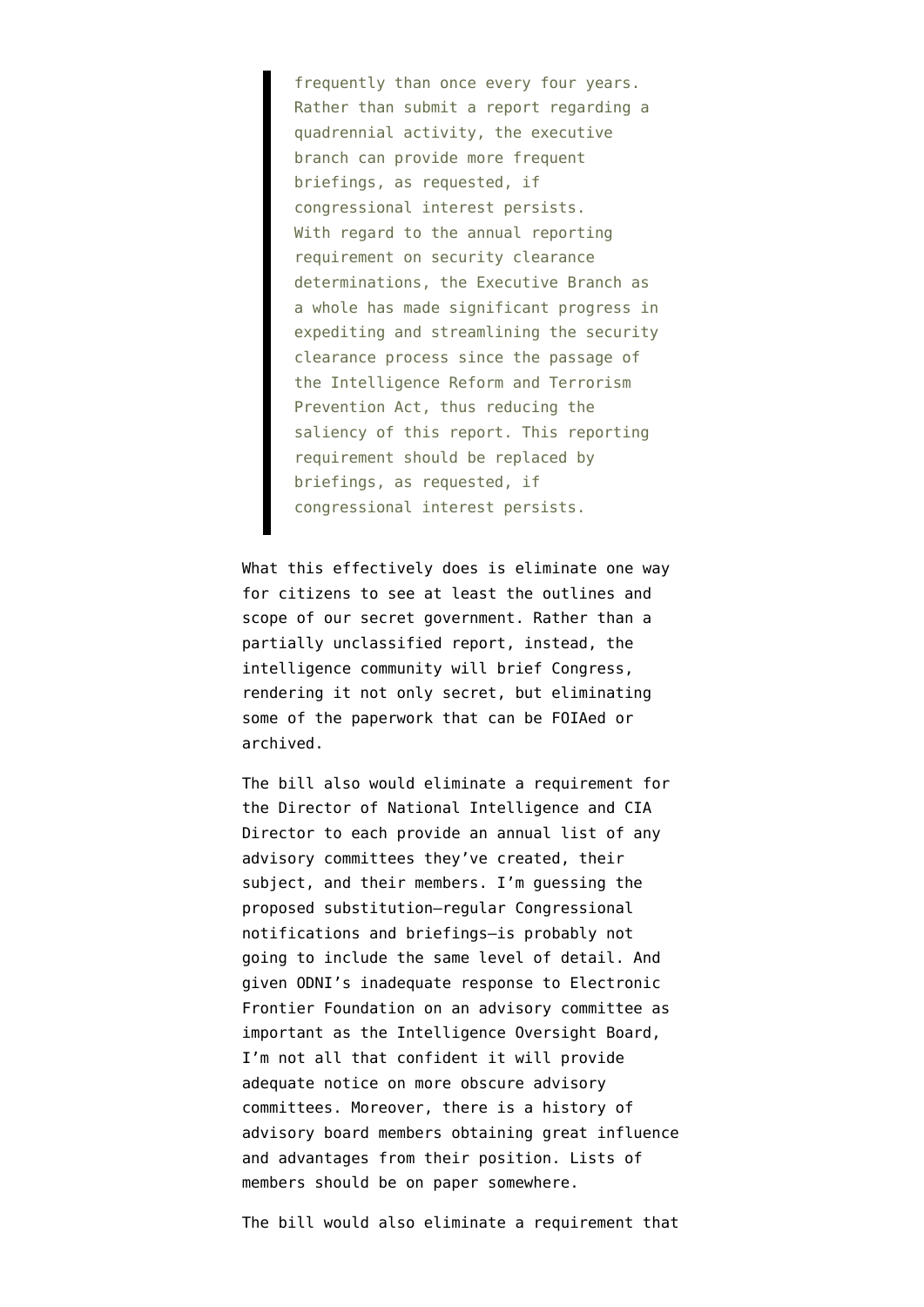> frequently than once every four years. Rather than submit a report regarding a quadrennial activity, the executive branch can provide more frequent briefings, as requested, if congressional interest persists.
> With regard to the annual reporting requirement on security clearance determinations, the Executive Branch as a whole has made significant progress in expediting and streamlining the security clearance process since the passage of the Intelligence Reform and Terrorism Prevention Act, thus reducing the saliency of this report. This reporting requirement should be replaced by briefings, as requested, if congressional interest persists.

What this effectively does is eliminate one way for citizens to see at least the outlines and scope of our secret government. Rather than a partially unclassified report, instead, the intelligence community will brief Congress, rendering it not only secret, but eliminating some of the paperwork that can be FOIAed or archived.

The bill also would eliminate a requirement for the Director of National Intelligence and CIA Director to each provide an annual list of any advisory committees they've created, their subject, and their members. I'm guessing the proposed substitution–regular Congressional notifications and briefings–is probably not going to include the same level of detail. And given ODNI's inadequate response to Electronic Frontier Foundation on an advisory committee as important as the Intelligence Oversight Board, I'm not all that confident it will provide adequate notice on more obscure advisory committees. Moreover, there is a history of advisory board members obtaining great influence and advantages from their position. Lists of members should be on paper somewhere.

The bill would also eliminate a requirement that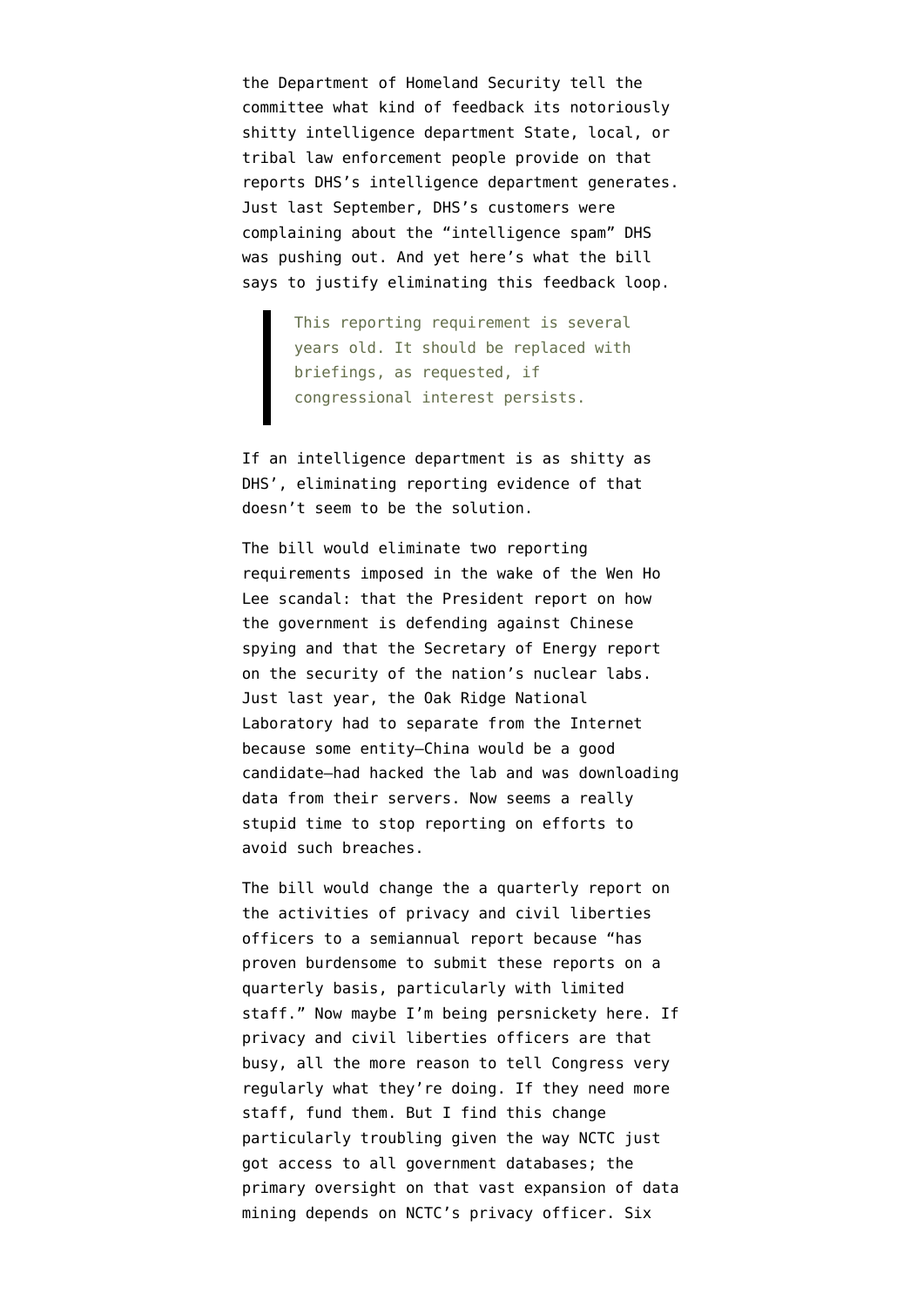the Department of Homeland Security tell the committee what kind of feedback its notoriously shitty intelligence department State, local, or tribal law enforcement people provide on that reports DHS's intelligence department generates. Just last September, DHS's customers were complaining about the "intelligence spam" DHS was pushing out. And yet here's what the bill says to justify eliminating this feedback loop.

> This reporting requirement is several years old. It should be replaced with briefings, as requested, if congressional interest persists.

If an intelligence department is as shitty as DHS', eliminating reporting evidence of that doesn't seem to be the solution.

The bill would eliminate two reporting requirements imposed in the wake of the Wen Ho Lee scandal: that the President report on how the government is defending against Chinese spying and that the Secretary of Energy report on the security of the nation's nuclear labs. Just last year, the Oak Ridge National Laboratory had to separate from the Internet because some entity–China would be a good candidate–had hacked the lab and was downloading data from their servers. Now seems a really stupid time to stop reporting on efforts to avoid such breaches.

The bill would change the a quarterly report on the activities of privacy and civil liberties officers to a semiannual report because "has proven burdensome to submit these reports on a quarterly basis, particularly with limited staff." Now maybe I'm being persnickety here. If privacy and civil liberties officers are that busy, all the more reason to tell Congress very regularly what they're doing. If they need more staff, fund them. But I find this change particularly troubling given the way NCTC just got access to all government databases; the primary oversight on that vast expansion of data mining depends on NCTC's privacy officer. Six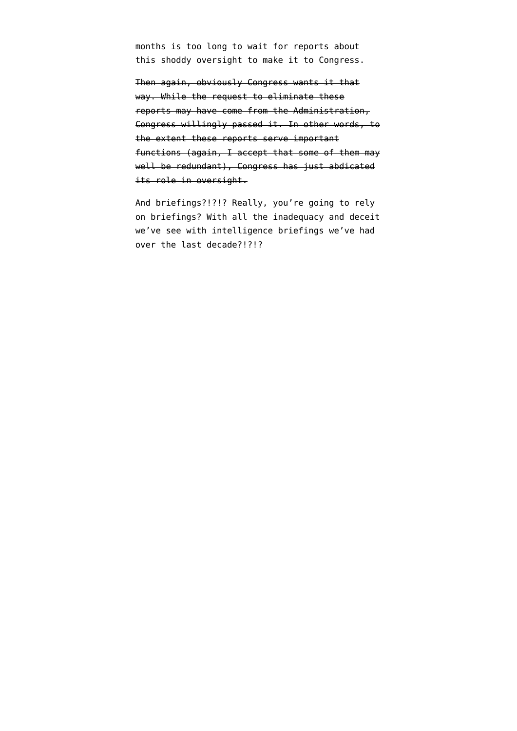months is too long to wait for reports about this shoddy oversight to make it to Congress.

~~Then again, obviously Congress wants it that way. While the request to eliminate these reports may have come from the Administration, Congress willingly passed it. In other words, to the extent these reports serve important functions (again, I accept that some of them may well be redundant), Congress has just abdicated its role in oversight.~~

And briefings?!?!? Really, you're going to rely on briefings? With all the inadequacy and deceit we've see with intelligence briefings we've had over the last decade?!?!?